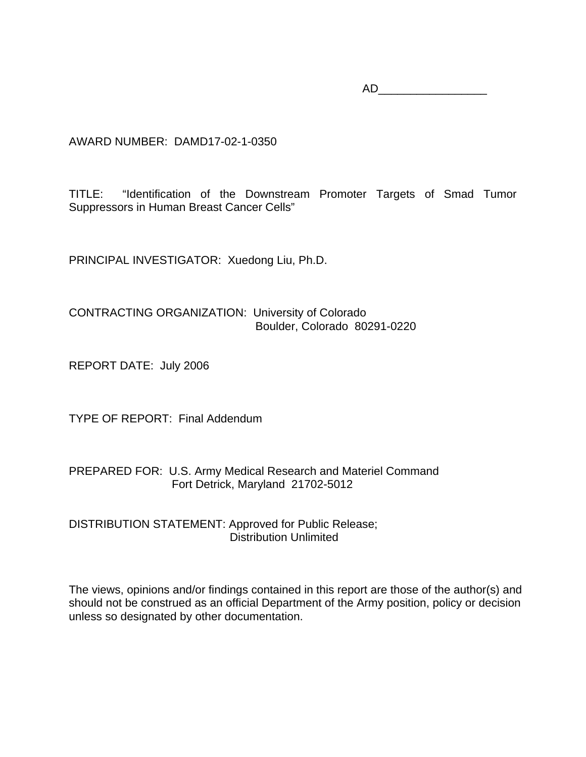AD_________________

AWARD NUMBER: DAMD17-02-1-0350

TITLE: "Identification of the Downstream Promoter Targets of Smad Tumor Suppressors in Human Breast Cancer Cells"

PRINCIPAL INVESTIGATOR: Xuedong Liu, Ph.D.

CONTRACTING ORGANIZATION: University of Colorado
Boulder, Colorado 80291-0220

REPORT DATE: July 2006

TYPE OF REPORT: Final Addendum

PREPARED FOR: U.S. Army Medical Research and Materiel Command
Fort Detrick, Maryland 21702-5012

DISTRIBUTION STATEMENT: Approved for Public Release;
Distribution Unlimited

The views, opinions and/or findings contained in this report are those of the author(s) and should not be construed as an official Department of the Army position, policy or decision unless so designated by other documentation.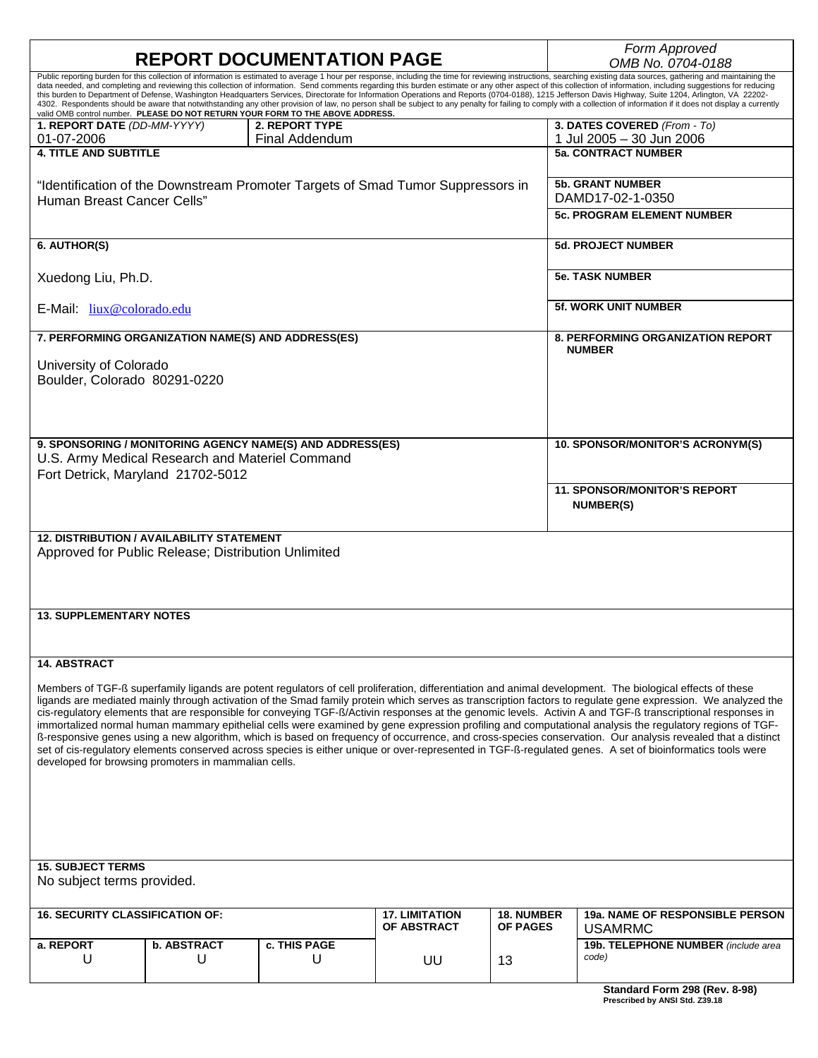# REPORT DOCUMENTATION PAGE

*Form Approved*
*OMB No. 0704-0188*

Public reporting burden for this collection of information is estimated to average 1 hour per response, including the time for reviewing instructions, searching existing data sources, gathering and maintaining the data needed, and completing and reviewing this collection of information. Send comments regarding this burden estimate or any other aspect of this collection of information, including suggestions for reducing this burden to Department of Defense, Washington Headquarters Services, Directorate for Information Operations and Reports (0704-0188), 1215 Jefferson Davis Highway, Suite 1204, Arlington, VA 22202-4302. Respondents should be aware that notwithstanding any other provision of law, no person shall be subject to any penalty for failing to comply with a collection of information if it does not display a currently valid OMB control number. **PLEASE DO NOT RETURN YOUR FORM TO THE ABOVE ADDRESS.**

| **1. REPORT DATE** *(DD-MM-YYYY)* | **2. REPORT TYPE** | **3. DATES COVERED** *(From - To)* |
|---|---|---|
| 01-07-2006 | Final Addendum | 1 Jul 2005 – 30 Jun 2006 |

**4. TITLE AND SUBTITLE**

"Identification of the Downstream Promoter Targets of Smad Tumor Suppressors in Human Breast Cancer Cells"

**5a. CONTRACT NUMBER**

**5b. GRANT NUMBER**
DAMD17-02-1-0350

**5c. PROGRAM ELEMENT NUMBER**

**6. AUTHOR(S)**

Xuedong Liu, Ph.D.

E-Mail: liux@colorado.edu

**5d. PROJECT NUMBER**

**5e. TASK NUMBER**

**5f. WORK UNIT NUMBER**

**7. PERFORMING ORGANIZATION NAME(S) AND ADDRESS(ES)**

University of Colorado
Boulder, Colorado 80291-0220

**8. PERFORMING ORGANIZATION REPORT NUMBER**

**9. SPONSORING / MONITORING AGENCY NAME(S) AND ADDRESS(ES)**
U.S. Army Medical Research and Materiel Command
Fort Detrick, Maryland 21702-5012

**10. SPONSOR/MONITOR'S ACRONYM(S)**

**11. SPONSOR/MONITOR'S REPORT NUMBER(S)**

**12. DISTRIBUTION / AVAILABILITY STATEMENT**
Approved for Public Release; Distribution Unlimited

**13. SUPPLEMENTARY NOTES**

**14. ABSTRACT**

Members of TGF-ß superfamily ligands are potent regulators of cell proliferation, differentiation and animal development. The biological effects of these ligands are mediated mainly through activation of the Smad family protein which serves as transcription factors to regulate gene expression. We analyzed the cis-regulatory elements that are responsible for conveying TGF-ß/Activin responses at the genomic levels. Activin A and TGF-ß transcriptional responses in immortalized normal human mammary epithelial cells were examined by gene expression profiling and computational analysis the regulatory regions of TGF-ß-responsive genes using a new algorithm, which is based on frequency of occurrence, and cross-species conservation. Our analysis revealed that a distinct set of cis-regulatory elements conserved across species is either unique or over-represented in TGF-ß-regulated genes. A set of bioinformatics tools were developed for browsing promoters in mammalian cells.

**15. SUBJECT TERMS**
No subject terms provided.

| **16. SECURITY CLASSIFICATION OF:** | | | **17. LIMITATION OF ABSTRACT** | **18. NUMBER OF PAGES** | **19a. NAME OF RESPONSIBLE PERSON** USAMRMC |
|---|---|---|---|---|---|
| **a. REPORT** U | **b. ABSTRACT** U | **c. THIS PAGE** U | UU | 13 | **19b. TELEPHONE NUMBER** *(include area code)* |

**Standard Form 298 (Rev. 8-98)**
**Prescribed by ANSI Std. Z39.18**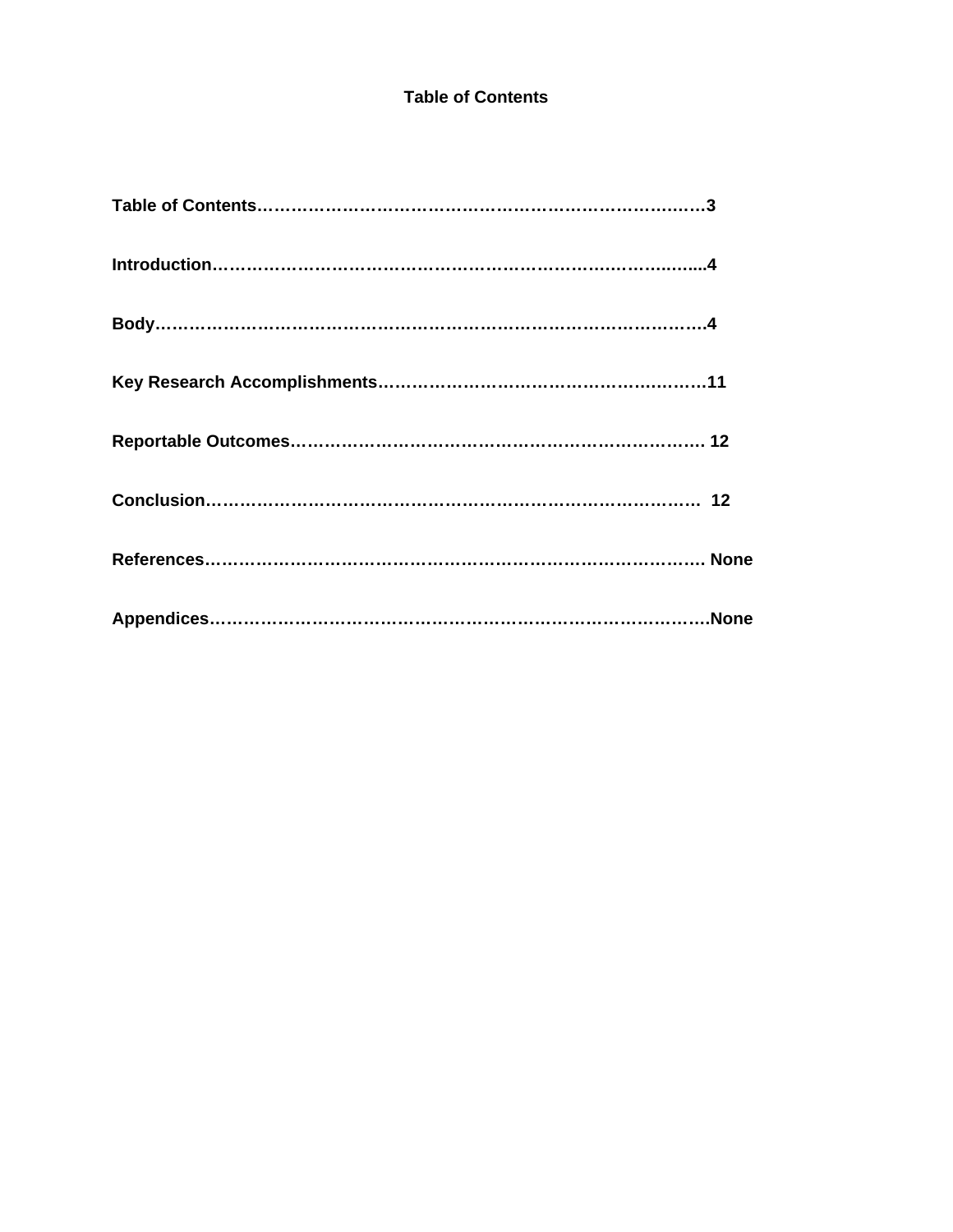# Table of Contents

**Table of Contents……………………………………………………………………3**

**Introduction…………………………………………………………………….......4**

**Body……………………………………………………………………………………4**

**Key Research Accomplishments…………………………………………………11**

**Reportable Outcomes…………………………………………………………… 12**

**Conclusion………………………………………………………………………… 12**

**References………………………………………………………………………… None**

**Appendices…………………………………………………………………………..None**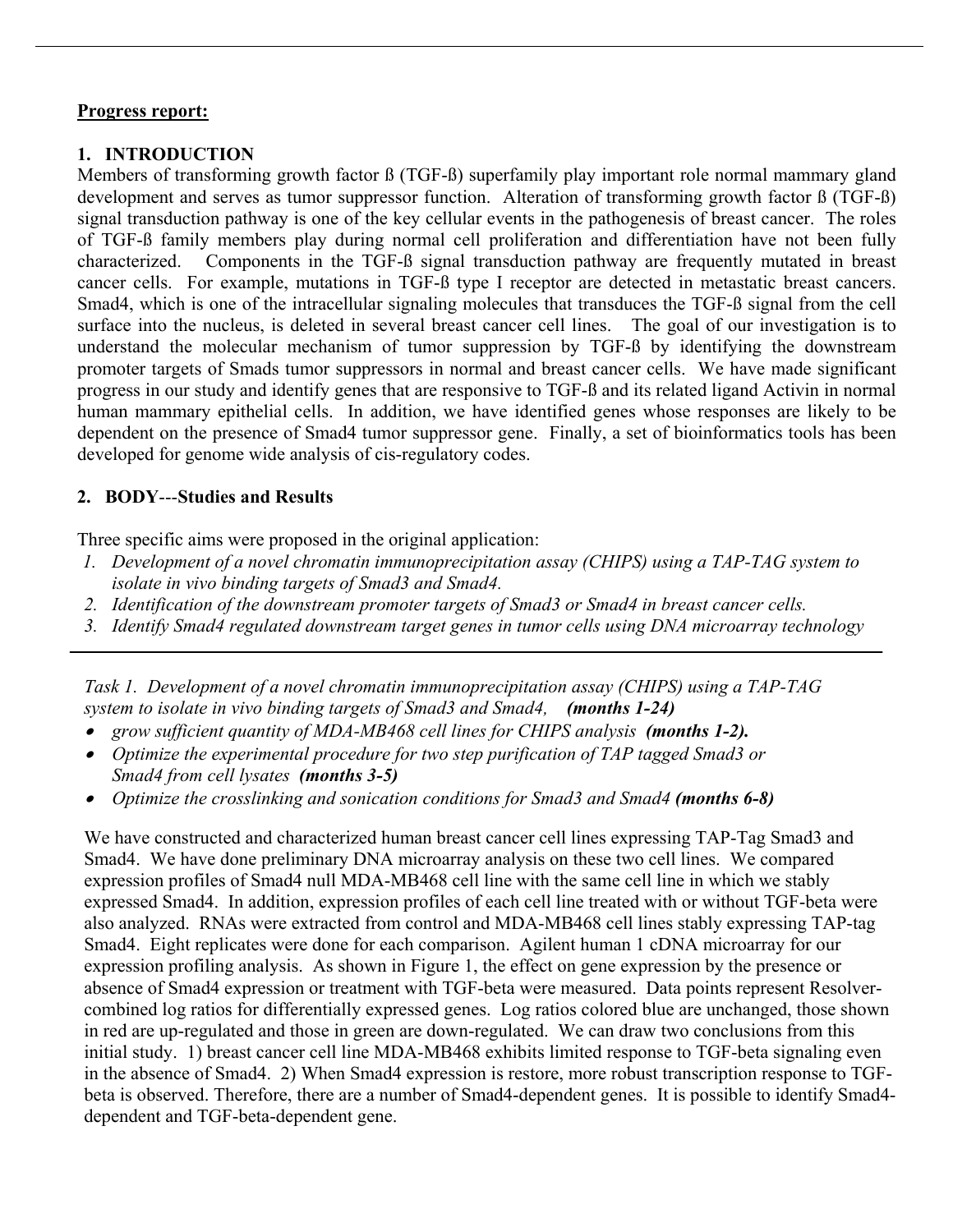**Progress report:**

## 1. INTRODUCTION

Members of transforming growth factor ß (TGF-ß) superfamily play important role normal mammary gland development and serves as tumor suppressor function. Alteration of transforming growth factor ß (TGF-ß) signal transduction pathway is one of the key cellular events in the pathogenesis of breast cancer. The roles of TGF-ß family members play during normal cell proliferation and differentiation have not been fully characterized. Components in the TGF-ß signal transduction pathway are frequently mutated in breast cancer cells. For example, mutations in TGF-ß type I receptor are detected in metastatic breast cancers. Smad4, which is one of the intracellular signaling molecules that transduces the TGF-ß signal from the cell surface into the nucleus, is deleted in several breast cancer cell lines. The goal of our investigation is to understand the molecular mechanism of tumor suppression by TGF-ß by identifying the downstream promoter targets of Smads tumor suppressors in normal and breast cancer cells. We have made significant progress in our study and identify genes that are responsive to TGF-ß and its related ligand Activin in normal human mammary epithelial cells. In addition, we have identified genes whose responses are likely to be dependent on the presence of Smad4 tumor suppressor gene. Finally, a set of bioinformatics tools has been developed for genome wide analysis of cis-regulatory codes.

## 2. BODY---Studies and Results

Three specific aims were proposed in the original application:

1. *Development of a novel chromatin immunoprecipitation assay (CHIPS) using a TAP-TAG system to isolate in vivo binding targets of Smad3 and Smad4.*
2. *Identification of the downstream promoter targets of Smad3 or Smad4 in breast cancer cells.*
3. *Identify Smad4 regulated downstream target genes in tumor cells using DNA microarray technology*

---

*Task 1. Development of a novel chromatin immunoprecipitation assay (CHIPS) using a TAP-TAG system to isolate in vivo binding targets of Smad3 and Smad4,* ***(months 1-24)***

- *grow sufficient quantity of MDA-MB468 cell lines for CHIPS analysis* ***(months 1-2).***
- *Optimize the experimental procedure for two step purification of TAP tagged Smad3 or Smad4 from cell lysates* ***(months 3-5)***
- *Optimize the crosslinking and sonication conditions for Smad3 and Smad4* ***(months 6-8)***

We have constructed and characterized human breast cancer cell lines expressing TAP-Tag Smad3 and Smad4. We have done preliminary DNA microarray analysis on these two cell lines. We compared expression profiles of Smad4 null MDA-MB468 cell line with the same cell line in which we stably expressed Smad4. In addition, expression profiles of each cell line treated with or without TGF-beta were also analyzed. RNAs were extracted from control and MDA-MB468 cell lines stably expressing TAP-tag Smad4. Eight replicates were done for each comparison. Agilent human 1 cDNA microarray for our expression profiling analysis. As shown in Figure 1, the effect on gene expression by the presence or absence of Smad4 expression or treatment with TGF-beta were measured. Data points represent Resolver-combined log ratios for differentially expressed genes. Log ratios colored blue are unchanged, those shown in red are up-regulated and those in green are down-regulated. We can draw two conclusions from this initial study. 1) breast cancer cell line MDA-MB468 exhibits limited response to TGF-beta signaling even in the absence of Smad4. 2) When Smad4 expression is restore, more robust transcription response to TGF-beta is observed. Therefore, there are a number of Smad4-dependent genes. It is possible to identify Smad4-dependent and TGF-beta-dependent gene.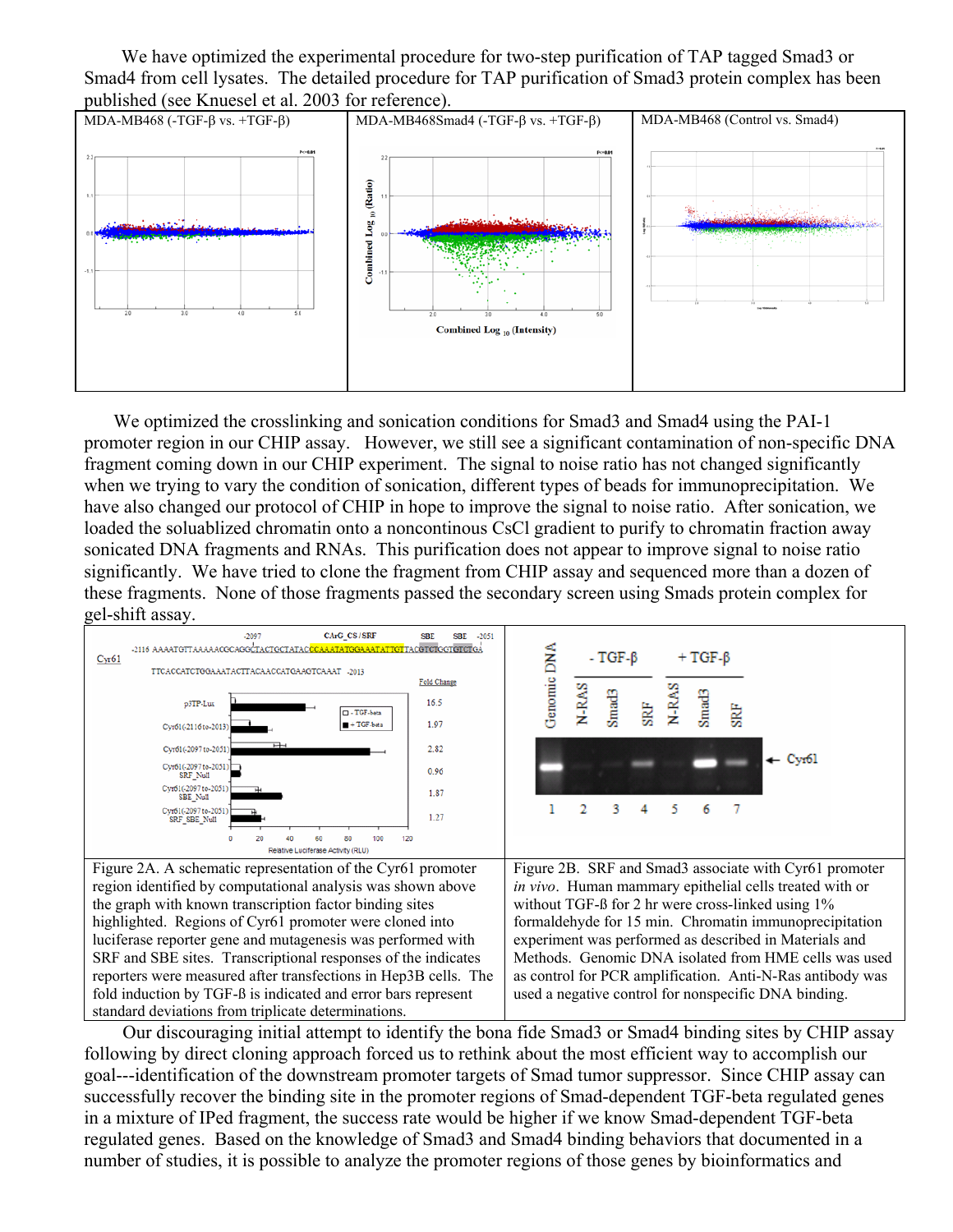We have optimized the experimental procedure for two-step purification of TAP tagged Smad3 or Smad4 from cell lysates. The detailed procedure for TAP purification of Smad3 protein complex has been published (see Knuesel et al. 2003 for reference).

MDA-MB468 (-TGF-β vs. +TGF-β) | MDA-MB468Smad4 (-TGF-β vs. +TGF-β) | MDA-MB468 (Control vs. Smad4)

We optimized the crosslinking and sonication conditions for Smad3 and Smad4 using the PAI-1 promoter region in our CHIP assay. However, we still see a significant contamination of non-specific DNA fragment coming down in our CHIP experiment. The signal to noise ratio has not changed significantly when we trying to vary the condition of sonication, different types of beads for immunoprecipitation. We have also changed our protocol of CHIP in hope to improve the signal to noise ratio. After sonication, we loaded the soluablized chromatin onto a noncontinous CsCl gradient to purify to chromatin fraction away sonicated DNA fragments and RNAs. This purification does not appear to improve signal to noise ratio significantly. We have tried to clone the fragment from CHIP assay and sequenced more than a dozen of these fragments. None of those fragments passed the secondary screen using Smads protein complex for gel-shift assay.

Figure 2A. A schematic representation of the Cyr61 promoter region identified by computational analysis was shown above the graph with known transcription factor binding sites highlighted. Regions of Cyr61 promoter were cloned into luciferase reporter gene and mutagenesis was performed with SRF and SBE sites. Transcriptional responses of the indicates reporters were measured after transfections in Hep3B cells. The fold induction by TGF-ß is indicated and error bars represent standard deviations from triplicate determinations.

Figure 2B. SRF and Smad3 associate with Cyr61 promoter *in vivo*. Human mammary epithelial cells treated with or without TGF-ß for 2 hr were cross-linked using 1% formaldehyde for 15 min. Chromatin immunoprecipitation experiment was performed as described in Materials and Methods. Genomic DNA isolated from HME cells was used as control for PCR amplification. Anti-N-Ras antibody was used a negative control for nonspecific DNA binding.

Our discouraging initial attempt to identify the bona fide Smad3 or Smad4 binding sites by CHIP assay following by direct cloning approach forced us to rethink about the most efficient way to accomplish our goal---identification of the downstream promoter targets of Smad tumor suppressor. Since CHIP assay can successfully recover the binding site in the promoter regions of Smad-dependent TGF-beta regulated genes in a mixture of IPed fragment, the success rate would be higher if we know Smad-dependent TGF-beta regulated genes. Based on the knowledge of Smad3 and Smad4 binding behaviors that documented in a number of studies, it is possible to analyze the promoter regions of those genes by bioinformatics and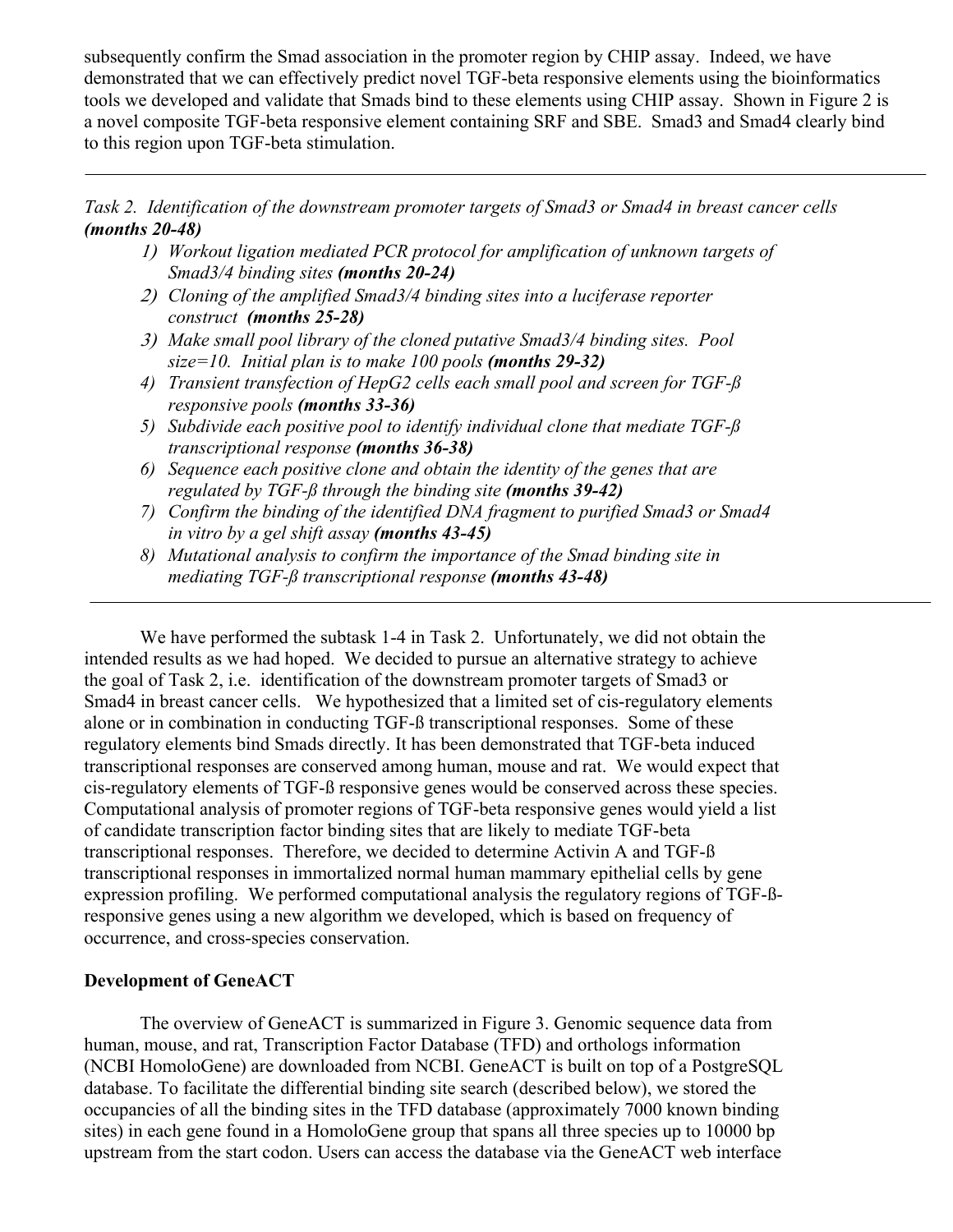subsequently confirm the Smad association in the promoter region by CHIP assay. Indeed, we have demonstrated that we can effectively predict novel TGF-beta responsive elements using the bioinformatics tools we developed and validate that Smads bind to these elements using CHIP assay. Shown in Figure 2 is a novel composite TGF-beta responsive element containing SRF and SBE. Smad3 and Smad4 clearly bind to this region upon TGF-beta stimulation.

---

*Task 2. Identification of the downstream promoter targets of Smad3 or Smad4 in breast cancer cells* ***(months 20-48)***

1) *Workout ligation mediated PCR protocol for amplification of unknown targets of Smad3/4 binding sites* ***(months 20-24)***
2) *Cloning of the amplified Smad3/4 binding sites into a luciferase reporter construct* ***(months 25-28)***
3) *Make small pool library of the cloned putative Smad3/4 binding sites. Pool size=10. Initial plan is to make 100 pools* ***(months 29-32)***
4) *Transient transfection of HepG2 cells each small pool and screen for TGF-ß responsive pools* ***(months 33-36)***
5) *Subdivide each positive pool to identify individual clone that mediate TGF-ß transcriptional response* ***(months 36-38)***
6) *Sequence each positive clone and obtain the identity of the genes that are regulated by TGF-ß through the binding site* ***(months 39-42)***
7) *Confirm the binding of the identified DNA fragment to purified Smad3 or Smad4 in vitro by a gel shift assay* ***(months 43-45)***
8) *Mutational analysis to confirm the importance of the Smad binding site in mediating TGF-ß transcriptional response* ***(months 43-48)***

---

We have performed the subtask 1-4 in Task 2. Unfortunately, we did not obtain the intended results as we had hoped. We decided to pursue an alternative strategy to achieve the goal of Task 2, i.e. identification of the downstream promoter targets of Smad3 or Smad4 in breast cancer cells. We hypothesized that a limited set of cis-regulatory elements alone or in combination in conducting TGF-ß transcriptional responses. Some of these regulatory elements bind Smads directly. It has been demonstrated that TGF-beta induced transcriptional responses are conserved among human, mouse and rat. We would expect that cis-regulatory elements of TGF-ß responsive genes would be conserved across these species. Computational analysis of promoter regions of TGF-beta responsive genes would yield a list of candidate transcription factor binding sites that are likely to mediate TGF-beta transcriptional responses. Therefore, we decided to determine Activin A and TGF-ß transcriptional responses in immortalized normal human mammary epithelial cells by gene expression profiling. We performed computational analysis the regulatory regions of TGF-ß-responsive genes using a new algorithm we developed, which is based on frequency of occurrence, and cross-species conservation.

**Development of GeneACT**

The overview of GeneACT is summarized in Figure 3. Genomic sequence data from human, mouse, and rat, Transcription Factor Database (TFD) and orthologs information (NCBI HomoloGene) are downloaded from NCBI. GeneACT is built on top of a PostgreSQL database. To facilitate the differential binding site search (described below), we stored the occupancies of all the binding sites in the TFD database (approximately 7000 known binding sites) in each gene found in a HomoloGene group that spans all three species up to 10000 bp upstream from the start codon. Users can access the database via the GeneACT web interface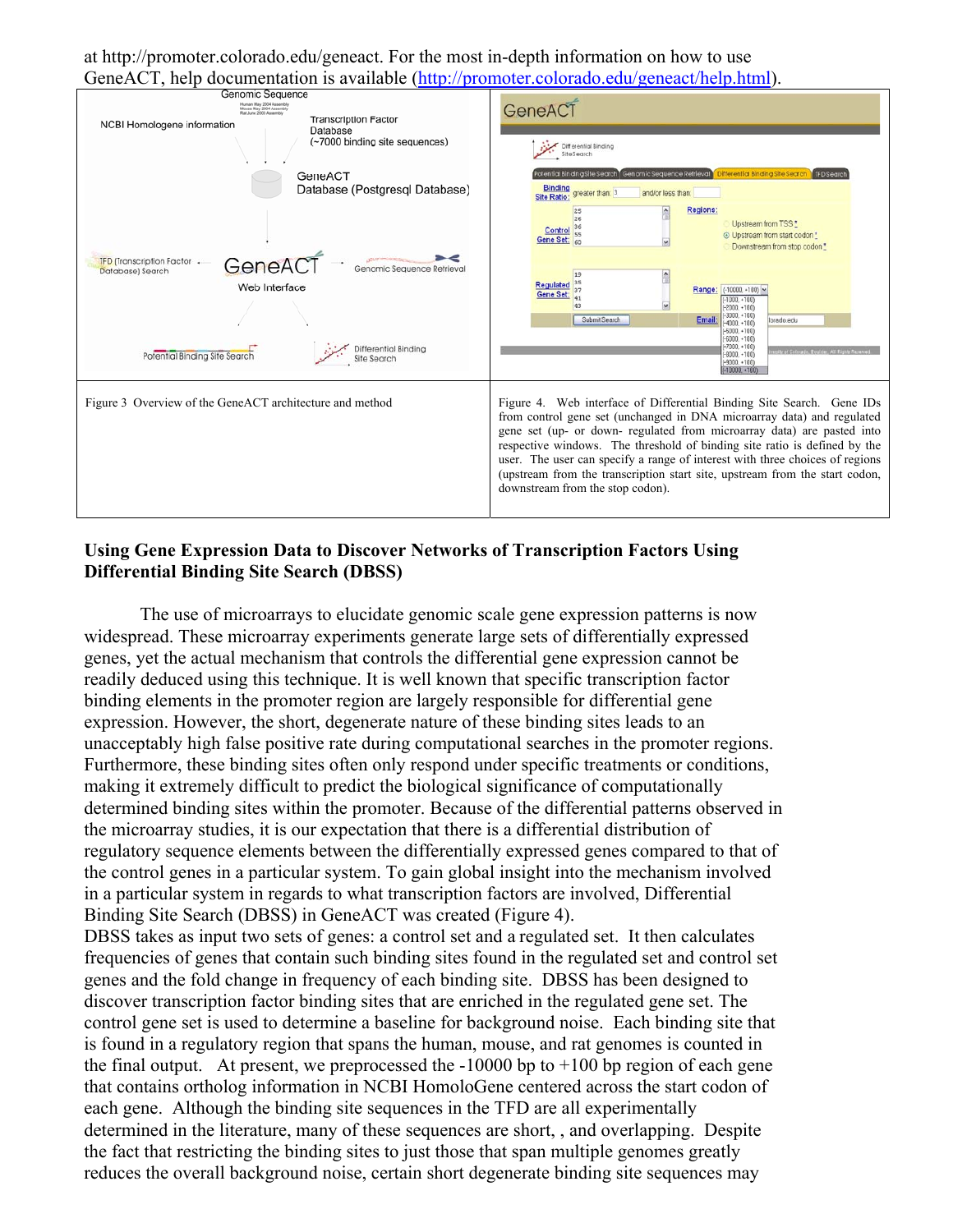at http://promoter.colorado.edu/geneact. For the most in-depth information on how to use GeneACT, help documentation is available (http://promoter.colorado.edu/geneact/help.html).

Figure 3 Overview of the GeneACT architecture and method

Figure 4. Web interface of Differential Binding Site Search. Gene IDs from control gene set (unchanged in DNA microarray data) and regulated gene set (up- or down- regulated from microarray data) are pasted into respective windows. The threshold of binding site ratio is defined by the user. The user can specify a range of interest with three choices of regions (upstream from the transcription start site, upstream from the start codon, downstream from the stop codon).

**Using Gene Expression Data to Discover Networks of Transcription Factors Using Differential Binding Site Search (DBSS)**

The use of microarrays to elucidate genomic scale gene expression patterns is now widespread. These microarray experiments generate large sets of differentially expressed genes, yet the actual mechanism that controls the differential gene expression cannot be readily deduced using this technique. It is well known that specific transcription factor binding elements in the promoter region are largely responsible for differential gene expression. However, the short, degenerate nature of these binding sites leads to an unacceptably high false positive rate during computational searches in the promoter regions. Furthermore, these binding sites often only respond under specific treatments or conditions, making it extremely difficult to predict the biological significance of computationally determined binding sites within the promoter. Because of the differential patterns observed in the microarray studies, it is our expectation that there is a differential distribution of regulatory sequence elements between the differentially expressed genes compared to that of the control genes in a particular system. To gain global insight into the mechanism involved in a particular system in regards to what transcription factors are involved, Differential Binding Site Search (DBSS) in GeneACT was created (Figure 4).

DBSS takes as input two sets of genes: a control set and a regulated set. It then calculates frequencies of genes that contain such binding sites found in the regulated set and control set genes and the fold change in frequency of each binding site. DBSS has been designed to discover transcription factor binding sites that are enriched in the regulated gene set. The control gene set is used to determine a baseline for background noise. Each binding site that is found in a regulatory region that spans the human, mouse, and rat genomes is counted in the final output. At present, we preprocessed the -10000 bp to +100 bp region of each gene that contains ortholog information in NCBI HomoloGene centered across the start codon of each gene. Although the binding site sequences in the TFD are all experimentally determined in the literature, many of these sequences are short, , and overlapping. Despite the fact that restricting the binding sites to just those that span multiple genomes greatly reduces the overall background noise, certain short degenerate binding site sequences may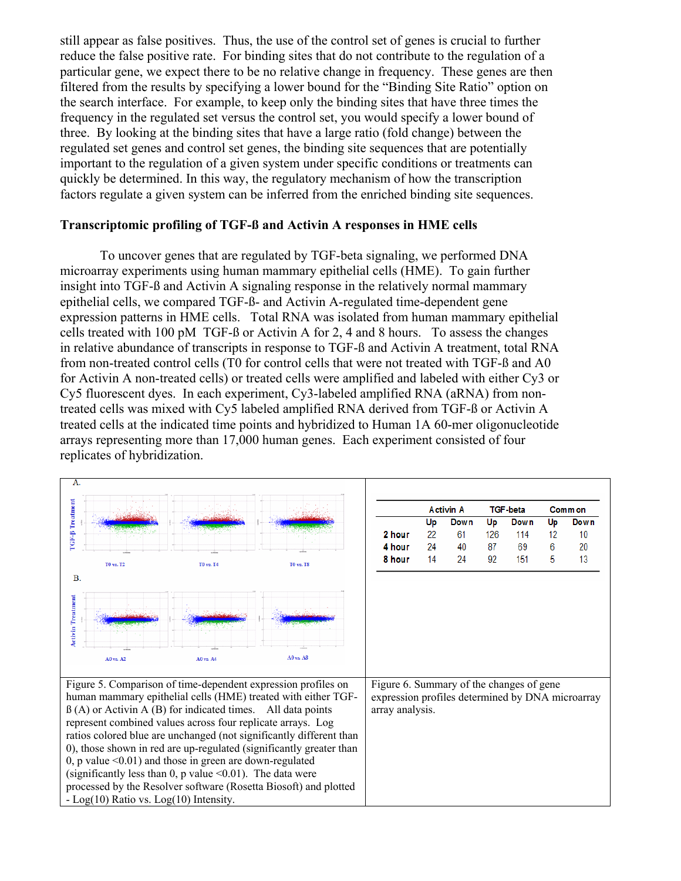still appear as false positives. Thus, the use of the control set of genes is crucial to further reduce the false positive rate. For binding sites that do not contribute to the regulation of a particular gene, we expect there to be no relative change in frequency. These genes are then filtered from the results by specifying a lower bound for the "Binding Site Ratio" option on the search interface. For example, to keep only the binding sites that have three times the frequency in the regulated set versus the control set, you would specify a lower bound of three. By looking at the binding sites that have a large ratio (fold change) between the regulated set genes and control set genes, the binding site sequences that are potentially important to the regulation of a given system under specific conditions or treatments can quickly be determined. In this way, the regulatory mechanism of how the transcription factors regulate a given system can be inferred from the enriched binding site sequences.

**Transcriptomic profiling of TGF-ß and Activin A responses in HME cells**

To uncover genes that are regulated by TGF-beta signaling, we performed DNA microarray experiments using human mammary epithelial cells (HME). To gain further insight into TGF-ß and Activin A signaling response in the relatively normal mammary epithelial cells, we compared TGF-ß- and Activin A-regulated time-dependent gene expression patterns in HME cells. Total RNA was isolated from human mammary epithelial cells treated with 100 pM TGF-ß or Activin A for 2, 4 and 8 hours. To assess the changes in relative abundance of transcripts in response to TGF-ß and Activin A treatment, total RNA from non-treated control cells (T0 for control cells that were not treated with TGF-ß and A0 for Activin A non-treated cells) or treated cells were amplified and labeled with either Cy3 or Cy5 fluorescent dyes. In each experiment, Cy3-labeled amplified RNA (aRNA) from non-treated cells was mixed with Cy5 labeled amplified RNA derived from TGF-ß or Activin A treated cells at the indicated time points and hybridized to Human 1A 60-mer oligonucleotide arrays representing more than 17,000 human genes. Each experiment consisted of four replicates of hybridization.

Figure 5. Comparison of time-dependent expression profiles on human mammary epithelial cells (HME) treated with either TGF-ß (A) or Activin A (B) for indicated times. All data points represent combined values across four replicate arrays. Log ratios colored blue are unchanged (not significantly different than 0), those shown in red are up-regulated (significantly greater than 0, p value <0.01) and those in green are down-regulated (significantly less than 0, p value <0.01). The data were processed by the Resolver software (Rosetta Biosoft) and plotted - Log(10) Ratio vs. Log(10) Intensity.

| | Activin A | | TGF-beta | | Common | |
|---|---|---|---|---|---|---|
| | Up | Down | Up | Down | Up | Down |
| **2 hour** | 22 | 61 | 126 | 114 | 12 | 10 |
| **4 hour** | 24 | 40 | 87 | 69 | 6 | 20 |
| **8 hour** | 14 | 24 | 92 | 151 | 5 | 13 |

Figure 6. Summary of the changes of gene expression profiles determined by DNA microarray array analysis.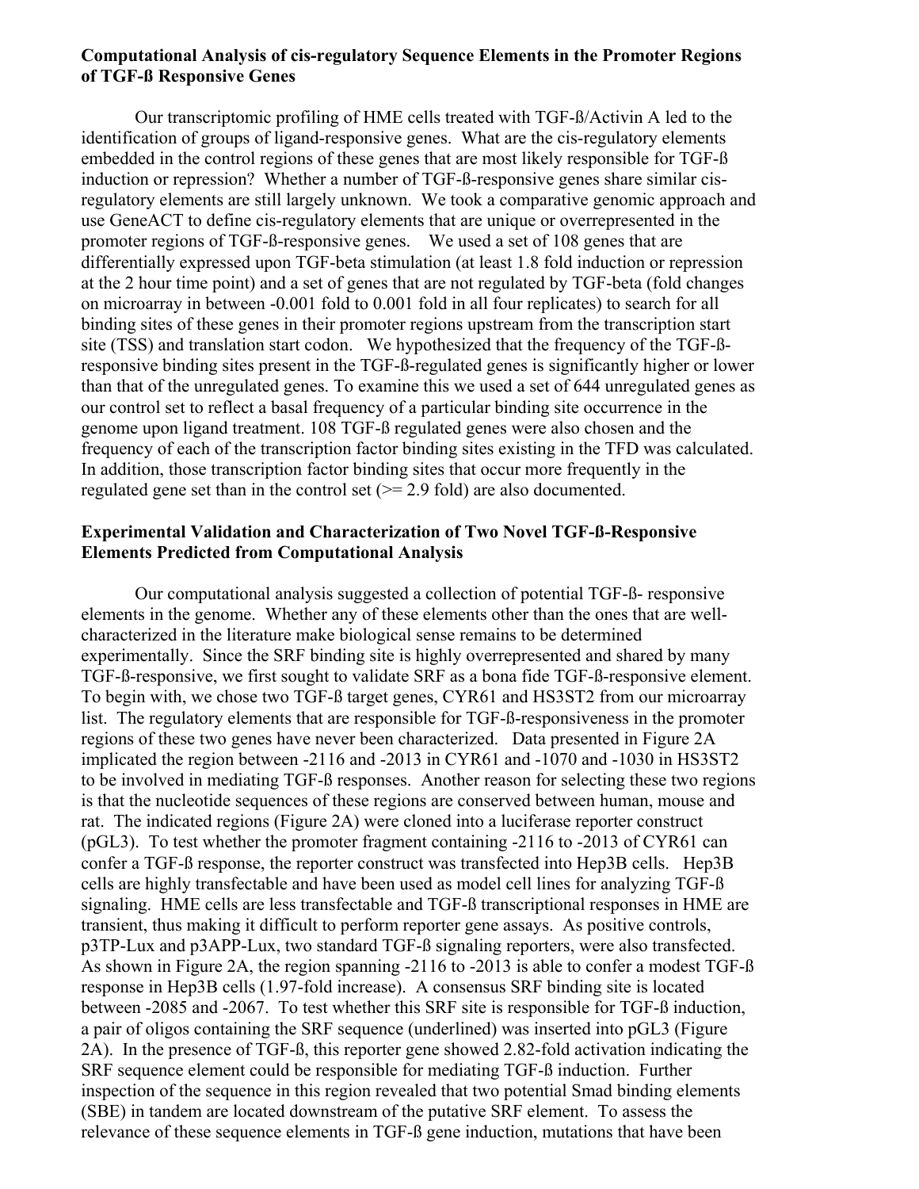**Computational Analysis of cis-regulatory Sequence Elements in the Promoter Regions of TGF-ß Responsive Genes**

Our transcriptomic profiling of HME cells treated with TGF-ß/Activin A led to the identification of groups of ligand-responsive genes. What are the cis-regulatory elements embedded in the control regions of these genes that are most likely responsible for TGF-ß induction or repression? Whether a number of TGF-ß-responsive genes share similar cis-regulatory elements are still largely unknown. We took a comparative genomic approach and use GeneACT to define cis-regulatory elements that are unique or overrepresented in the promoter regions of TGF-ß-responsive genes. We used a set of 108 genes that are differentially expressed upon TGF-beta stimulation (at least 1.8 fold induction or repression at the 2 hour time point) and a set of genes that are not regulated by TGF-beta (fold changes on microarray in between -0.001 fold to 0.001 fold in all four replicates) to search for all binding sites of these genes in their promoter regions upstream from the transcription start site (TSS) and translation start codon. We hypothesized that the frequency of the TGF-ß-responsive binding sites present in the TGF-ß-regulated genes is significantly higher or lower than that of the unregulated genes. To examine this we used a set of 644 unregulated genes as our control set to reflect a basal frequency of a particular binding site occurrence in the genome upon ligand treatment. 108 TGF-ß regulated genes were also chosen and the frequency of each of the transcription factor binding sites existing in the TFD was calculated. In addition, those transcription factor binding sites that occur more frequently in the regulated gene set than in the control set (>= 2.9 fold) are also documented.

**Experimental Validation and Characterization of Two Novel TGF-ß-Responsive Elements Predicted from Computational Analysis**

Our computational analysis suggested a collection of potential TGF-ß- responsive elements in the genome. Whether any of these elements other than the ones that are well-characterized in the literature make biological sense remains to be determined experimentally. Since the SRF binding site is highly overrepresented and shared by many TGF-ß-responsive, we first sought to validate SRF as a bona fide TGF-ß-responsive element. To begin with, we chose two TGF-ß target genes, CYR61 and HS3ST2 from our microarray list. The regulatory elements that are responsible for TGF-ß-responsiveness in the promoter regions of these two genes have never been characterized. Data presented in Figure 2A implicated the region between -2116 and -2013 in CYR61 and -1070 and -1030 in HS3ST2 to be involved in mediating TGF-ß responses. Another reason for selecting these two regions is that the nucleotide sequences of these regions are conserved between human, mouse and rat. The indicated regions (Figure 2A) were cloned into a luciferase reporter construct (pGL3). To test whether the promoter fragment containing -2116 to -2013 of CYR61 can confer a TGF-ß response, the reporter construct was transfected into Hep3B cells. Hep3B cells are highly transfectable and have been used as model cell lines for analyzing TGF-ß signaling. HME cells are less transfectable and TGF-ß transcriptional responses in HME are transient, thus making it difficult to perform reporter gene assays. As positive controls, p3TP-Lux and p3APP-Lux, two standard TGF-ß signaling reporters, were also transfected. As shown in Figure 2A, the region spanning -2116 to -2013 is able to confer a modest TGF-ß response in Hep3B cells (1.97-fold increase). A consensus SRF binding site is located between -2085 and -2067. To test whether this SRF site is responsible for TGF-ß induction, a pair of oligos containing the SRF sequence (underlined) was inserted into pGL3 (Figure 2A). In the presence of TGF-ß, this reporter gene showed 2.82-fold activation indicating the SRF sequence element could be responsible for mediating TGF-ß induction. Further inspection of the sequence in this region revealed that two potential Smad binding elements (SBE) in tandem are located downstream of the putative SRF element. To assess the relevance of these sequence elements in TGF-ß gene induction, mutations that have been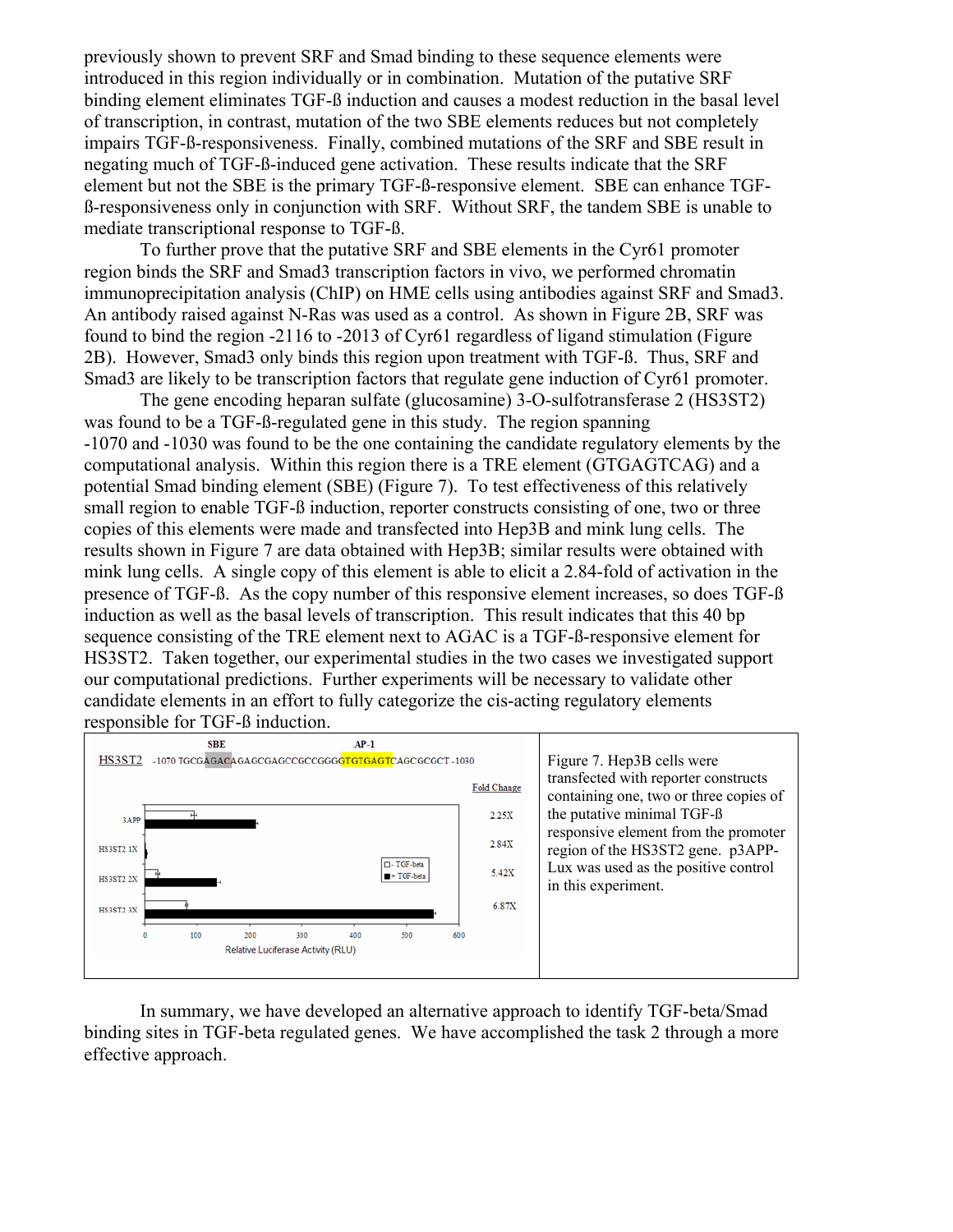previously shown to prevent SRF and Smad binding to these sequence elements were introduced in this region individually or in combination. Mutation of the putative SRF binding element eliminates TGF-ß induction and causes a modest reduction in the basal level of transcription, in contrast, mutation of the two SBE elements reduces but not completely impairs TGF-ß-responsiveness. Finally, combined mutations of the SRF and SBE result in negating much of TGF-ß-induced gene activation. These results indicate that the SRF element but not the SBE is the primary TGF-ß-responsive element. SBE can enhance TGF-ß-responsiveness only in conjunction with SRF. Without SRF, the tandem SBE is unable to mediate transcriptional response to TGF-ß.

To further prove that the putative SRF and SBE elements in the Cyr61 promoter region binds the SRF and Smad3 transcription factors in vivo, we performed chromatin immunoprecipitation analysis (ChIP) on HME cells using antibodies against SRF and Smad3. An antibody raised against N-Ras was used as a control. As shown in Figure 2B, SRF was found to bind the region -2116 to -2013 of Cyr61 regardless of ligand stimulation (Figure 2B). However, Smad3 only binds this region upon treatment with TGF-ß. Thus, SRF and Smad3 are likely to be transcription factors that regulate gene induction of Cyr61 promoter.

The gene encoding heparan sulfate (glucosamine) 3-O-sulfotransferase 2 (HS3ST2) was found to be a TGF-ß-regulated gene in this study. The region spanning -1070 and -1030 was found to be the one containing the candidate regulatory elements by the computational analysis. Within this region there is a TRE element (GTGAGTCAG) and a potential Smad binding element (SBE) (Figure 7). To test effectiveness of this relatively small region to enable TGF-ß induction, reporter constructs consisting of one, two or three copies of this elements were made and transfected into Hep3B and mink lung cells. The results shown in Figure 7 are data obtained with Hep3B; similar results were obtained with mink lung cells. A single copy of this element is able to elicit a 2.84-fold of activation in the presence of TGF-ß. As the copy number of this responsive element increases, so does TGF-ß induction as well as the basal levels of transcription. This result indicates that this 40 bp sequence consisting of the TRE element next to AGAC is a TGF-ß-responsive element for HS3ST2. Taken together, our experimental studies in the two cases we investigated support our computational predictions. Further experiments will be necessary to validate other candidate elements in an effort to fully categorize the cis-acting regulatory elements responsible for TGF-ß induction.

HS3ST2 -1070 TGCGAGACAGAGCGAGCCGCCGGGGTGTGAGTCAGCGCGCT -1030 (SBE: AGAC; AP-1: GTGTGAGT)

| Construct | Fold Change |
|---|---|
| 3APP | 2.25X |
| HS3ST2 1X | 2.84X |
| HS3ST2 2X | 5.42X |
| HS3ST2 3X | 6.87X |

Figure 7. Hep3B cells were transfected with reporter constructs containing one, two or three copies of the putative minimal TGF-ß responsive element from the promoter region of the HS3ST2 gene. p3APP-Lux was used as the positive control in this experiment.

In summary, we have developed an alternative approach to identify TGF-beta/Smad binding sites in TGF-beta regulated genes. We have accomplished the task 2 through a more effective approach.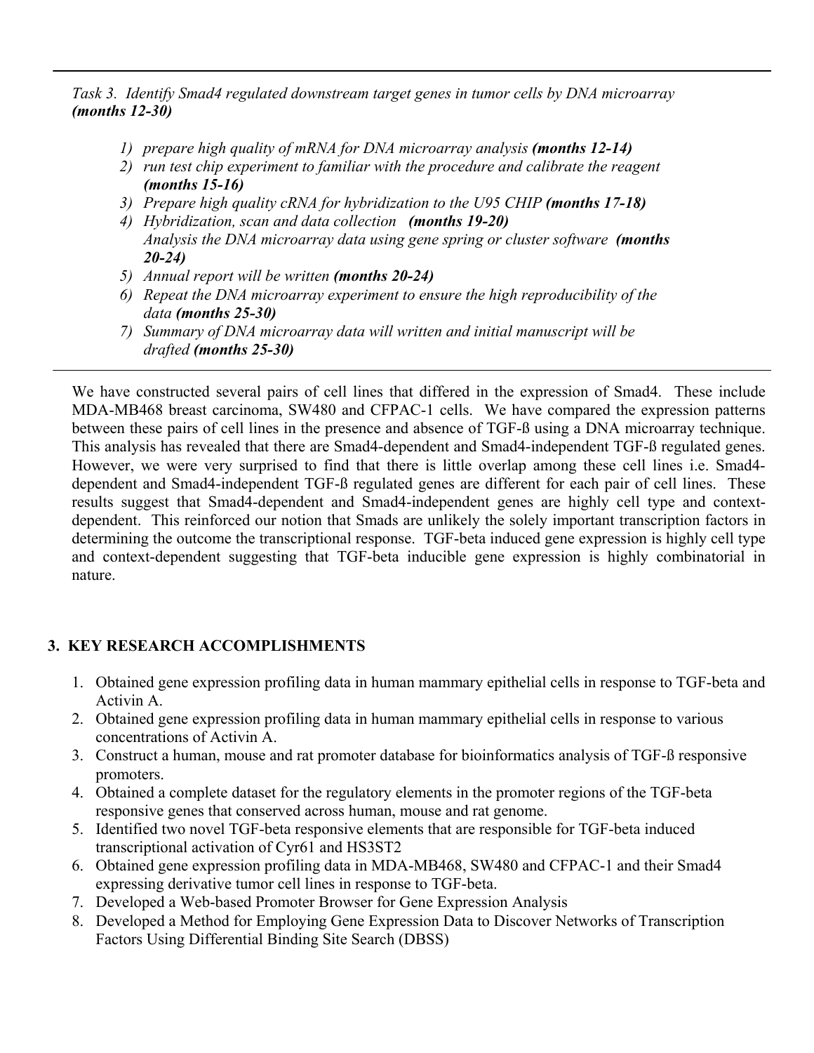*Task 3. Identify Smad4 regulated downstream target genes in tumor cells by DNA microarray **(months 12-30)***

1) *prepare high quality of mRNA for DNA microarray analysis **(months 12-14)***
2) *run test chip experiment to familiar with the procedure and calibrate the reagent **(months 15-16)***
3) *Prepare high quality cRNA for hybridization to the U95 CHIP **(months 17-18)***
4) *Hybridization, scan and data collection **(months 19-20)***
   *Analysis the DNA microarray data using gene spring or cluster software **(months 20-24)***
5) *Annual report will be written **(months 20-24)***
6) *Repeat the DNA microarray experiment to ensure the high reproducibility of the data **(months 25-30)***
7) *Summary of DNA microarray data will written and initial manuscript will be drafted **(months 25-30)***

---

We have constructed several pairs of cell lines that differed in the expression of Smad4. These include MDA-MB468 breast carcinoma, SW480 and CFPAC-1 cells. We have compared the expression patterns between these pairs of cell lines in the presence and absence of TGF-ß using a DNA microarray technique. This analysis has revealed that there are Smad4-dependent and Smad4-independent TGF-ß regulated genes. However, we were very surprised to find that there is little overlap among these cell lines i.e. Smad4-dependent and Smad4-independent TGF-ß regulated genes are different for each pair of cell lines. These results suggest that Smad4-dependent and Smad4-independent genes are highly cell type and context-dependent. This reinforced our notion that Smads are unlikely the solely important transcription factors in determining the outcome the transcriptional response. TGF-beta induced gene expression is highly cell type and context-dependent suggesting that TGF-beta inducible gene expression is highly combinatorial in nature.

## 3. KEY RESEARCH ACCOMPLISHMENTS

1. Obtained gene expression profiling data in human mammary epithelial cells in response to TGF-beta and Activin A.
2. Obtained gene expression profiling data in human mammary epithelial cells in response to various concentrations of Activin A.
3. Construct a human, mouse and rat promoter database for bioinformatics analysis of TGF-ß responsive promoters.
4. Obtained a complete dataset for the regulatory elements in the promoter regions of the TGF-beta responsive genes that conserved across human, mouse and rat genome.
5. Identified two novel TGF-beta responsive elements that are responsible for TGF-beta induced transcriptional activation of Cyr61 and HS3ST2
6. Obtained gene expression profiling data in MDA-MB468, SW480 and CFPAC-1 and their Smad4 expressing derivative tumor cell lines in response to TGF-beta.
7. Developed a Web-based Promoter Browser for Gene Expression Analysis
8. Developed a Method for Employing Gene Expression Data to Discover Networks of Transcription Factors Using Differential Binding Site Search (DBSS)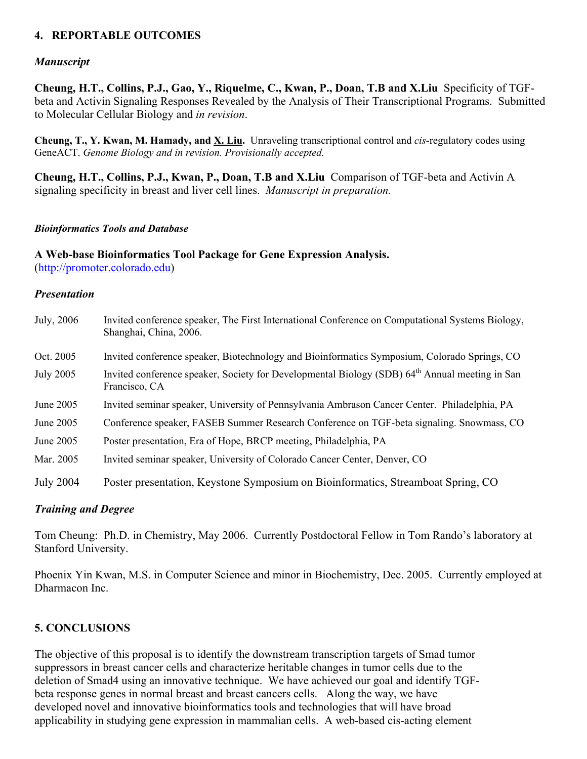## 4. REPORTABLE OUTCOMES

### *Manuscript*

**Cheung, H.T., Collins, P.J., Gao, Y., Riquelme, C., Kwan, P., Doan, T.B and X.Liu** Specificity of TGF-beta and Activin Signaling Responses Revealed by the Analysis of Their Transcriptional Programs. Submitted to Molecular Cellular Biology and *in revision*.

**Cheung, T., Y. Kwan, M. Hamady, and X. Liu.** Unraveling transcriptional control and *cis*-regulatory codes using GeneACT. *Genome Biology and in revision. Provisionally accepted.*

**Cheung, H.T., Collins, P.J., Kwan, P., Doan, T.B and X.Liu** Comparison of TGF-beta and Activin A signaling specificity in breast and liver cell lines. *Manuscript in preparation.*

### *Bioinformatics Tools and Database*

**A Web-base Bioinformatics Tool Package for Gene Expression Analysis.**
(http://promoter.colorado.edu)

### *Presentation*

| | |
|---|---|
| July, 2006 | Invited conference speaker, The First International Conference on Computational Systems Biology, Shanghai, China, 2006. |
| Oct. 2005 | Invited conference speaker, Biotechnology and Bioinformatics Symposium, Colorado Springs, CO |
| July 2005 | Invited conference speaker, Society for Developmental Biology (SDB) 64th Annual meeting in San Francisco, CA |
| June 2005 | Invited seminar speaker, University of Pennsylvania Ambrason Cancer Center. Philadelphia, PA |
| June 2005 | Conference speaker, FASEB Summer Research Conference on TGF-beta signaling. Snowmass, CO |
| June 2005 | Poster presentation, Era of Hope, BRCP meeting, Philadelphia, PA |
| Mar. 2005 | Invited seminar speaker, University of Colorado Cancer Center, Denver, CO |
| July 2004 | Poster presentation, Keystone Symposium on Bioinformatics, Streamboat Spring, CO |

### *Training and Degree*

Tom Cheung: Ph.D. in Chemistry, May 2006. Currently Postdoctoral Fellow in Tom Rando's laboratory at Stanford University.

Phoenix Yin Kwan, M.S. in Computer Science and minor in Biochemistry, Dec. 2005. Currently employed at Dharmacon Inc.

## 5. CONCLUSIONS

The objective of this proposal is to identify the downstream transcription targets of Smad tumor suppressors in breast cancer cells and characterize heritable changes in tumor cells due to the deletion of Smad4 using an innovative technique. We have achieved our goal and identify TGF-beta response genes in normal breast and breast cancers cells. Along the way, we have developed novel and innovative bioinformatics tools and technologies that will have broad applicability in studying gene expression in mammalian cells. A web-based cis-acting element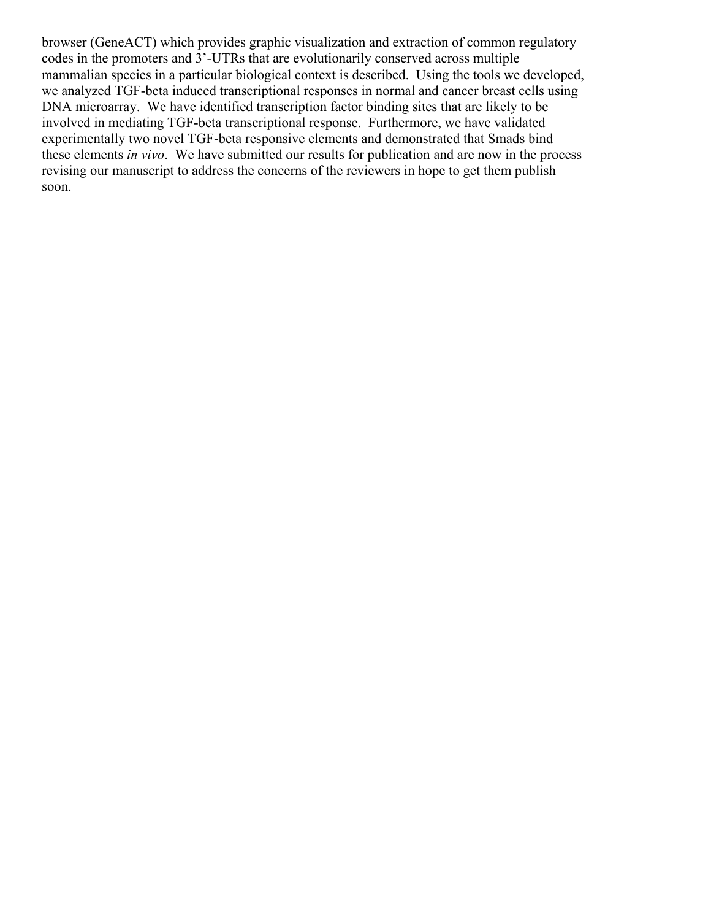browser (GeneACT) which provides graphic visualization and extraction of common regulatory codes in the promoters and 3'-UTRs that are evolutionarily conserved across multiple mammalian species in a particular biological context is described. Using the tools we developed, we analyzed TGF-beta induced transcriptional responses in normal and cancer breast cells using DNA microarray. We have identified transcription factor binding sites that are likely to be involved in mediating TGF-beta transcriptional response. Furthermore, we have validated experimentally two novel TGF-beta responsive elements and demonstrated that Smads bind these elements *in vivo*. We have submitted our results for publication and are now in the process revising our manuscript to address the concerns of the reviewers in hope to get them publish soon.